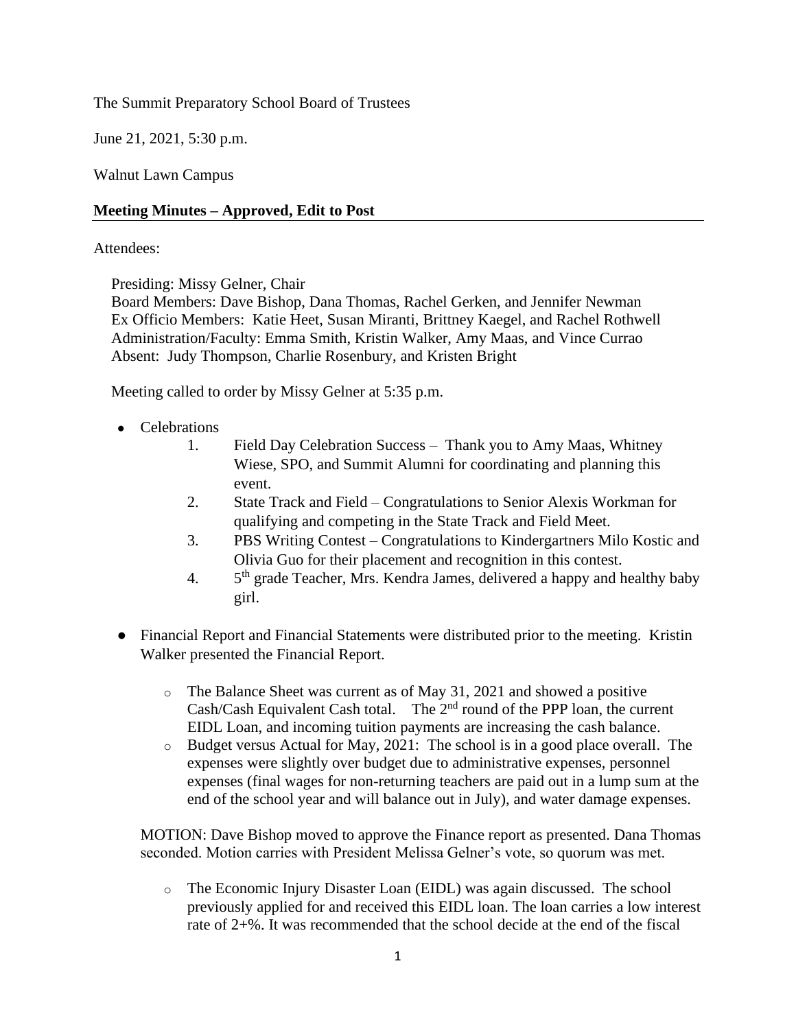The Summit Preparatory School Board of Trustees

June 21, 2021, 5:30 p.m.

Walnut Lawn Campus

**Meeting Minutes – Approved, Edit to Post**

Attendees:

Presiding: Missy Gelner, Chair
Board Members: Dave Bishop, Dana Thomas, Rachel Gerken, and Jennifer Newman
Ex Officio Members: Katie Heet, Susan Miranti, Brittney Kaegel, and Rachel Rothwell
Administration/Faculty: Emma Smith, Kristin Walker, Amy Maas, and Vince Currao
Absent: Judy Thompson, Charlie Rosenbury, and Kristen Bright

Meeting called to order by Missy Gelner at 5:35 p.m.

- Celebrations
    1. Field Day Celebration Success – Thank you to Amy Maas, Whitney Wiese, SPO, and Summit Alumni for coordinating and planning this event.
    2. State Track and Field – Congratulations to Senior Alexis Workman for qualifying and competing in the State Track and Field Meet.
    3. PBS Writing Contest – Congratulations to Kindergartners Milo Kostic and Olivia Guo for their placement and recognition in this contest.
    4. 5th grade Teacher, Mrs. Kendra James, delivered a happy and healthy baby girl.

- Financial Report and Financial Statements were distributed prior to the meeting. Kristin Walker presented the Financial Report.
    - The Balance Sheet was current as of May 31, 2021 and showed a positive Cash/Cash Equivalent Cash total. The 2nd round of the PPP loan, the current EIDL Loan, and incoming tuition payments are increasing the cash balance.
    - Budget versus Actual for May, 2021: The school is in a good place overall. The expenses were slightly over budget due to administrative expenses, personnel expenses (final wages for non-returning teachers are paid out in a lump sum at the end of the school year and will balance out in July), and water damage expenses.

MOTION: Dave Bishop moved to approve the Finance report as presented. Dana Thomas seconded. Motion carries with President Melissa Gelner's vote, so quorum was met.

- The Economic Injury Disaster Loan (EIDL) was again discussed. The school previously applied for and received this EIDL loan. The loan carries a low interest rate of 2+%. It was recommended that the school decide at the end of the fiscal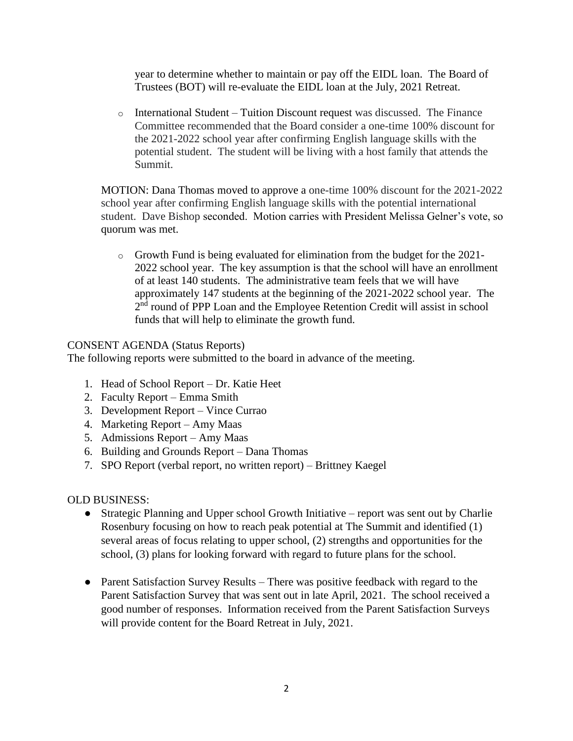year to determine whether to maintain or pay off the EIDL loan. The Board of Trustees (BOT) will re-evaluate the EIDL loan at the July, 2021 Retreat.

  - International Student – Tuition Discount request was discussed. The Finance Committee recommended that the Board consider a one-time 100% discount for the 2021-2022 school year after confirming English language skills with the potential student. The student will be living with a host family that attends the Summit.

MOTION: Dana Thomas moved to approve a one-time 100% discount for the 2021-2022 school year after confirming English language skills with the potential international student. Dave Bishop seconded. Motion carries with President Melissa Gelner's vote, so quorum was met.

  - Growth Fund is being evaluated for elimination from the budget for the 2021-2022 school year. The key assumption is that the school will have an enrollment of at least 140 students. The administrative team feels that we will have approximately 147 students at the beginning of the 2021-2022 school year. The 2nd round of PPP Loan and the Employee Retention Credit will assist in school funds that will help to eliminate the growth fund.

CONSENT AGENDA (Status Reports)
The following reports were submitted to the board in advance of the meeting.

1. Head of School Report – Dr. Katie Heet
2. Faculty Report – Emma Smith
3. Development Report – Vince Currao
4. Marketing Report – Amy Maas
5. Admissions Report – Amy Maas
6. Building and Grounds Report – Dana Thomas
7. SPO Report (verbal report, no written report) – Brittney Kaegel

OLD BUSINESS:

- Strategic Planning and Upper school Growth Initiative – report was sent out by Charlie Rosenbury focusing on how to reach peak potential at The Summit and identified (1) several areas of focus relating to upper school, (2) strengths and opportunities for the school, (3) plans for looking forward with regard to future plans for the school.

- Parent Satisfaction Survey Results – There was positive feedback with regard to the Parent Satisfaction Survey that was sent out in late April, 2021. The school received a good number of responses. Information received from the Parent Satisfaction Surveys will provide content for the Board Retreat in July, 2021.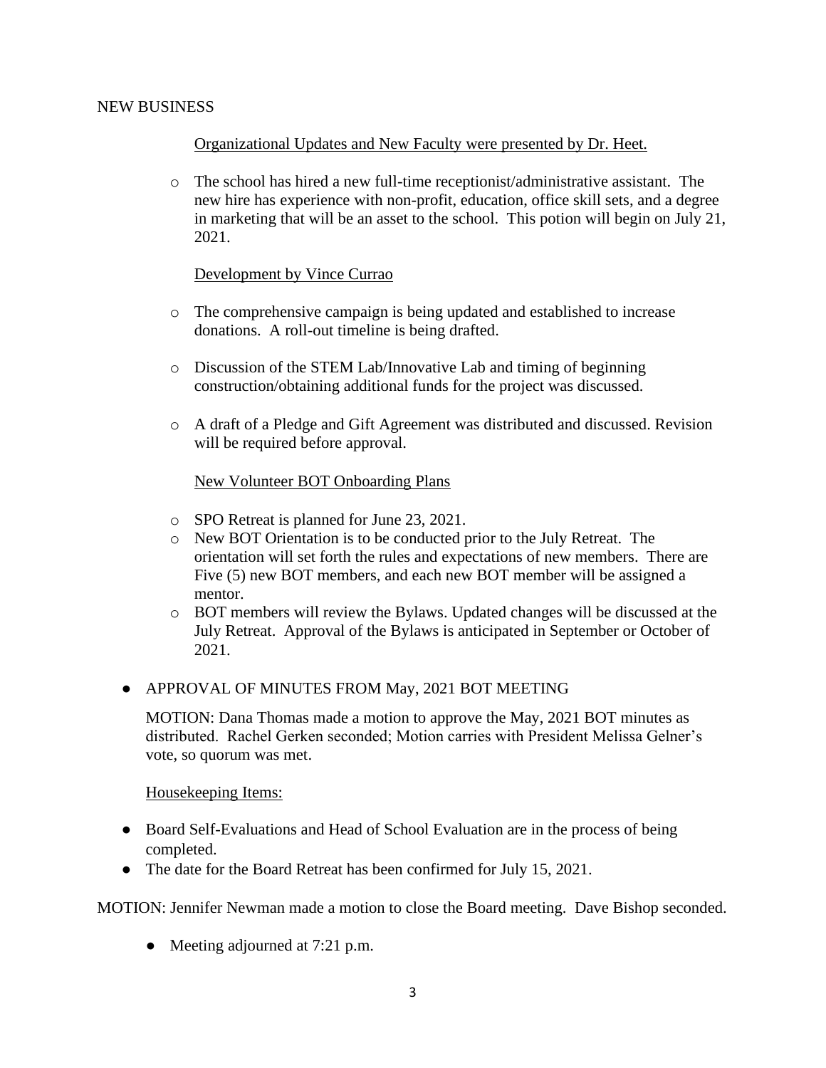NEW BUSINESS

Organizational Updates and New Faculty were presented by Dr. Heet.

- The school has hired a new full-time receptionist/administrative assistant. The new hire has experience with non-profit, education, office skill sets, and a degree in marketing that will be an asset to the school. This potion will begin on July 21, 2021.

Development by Vince Currao

- The comprehensive campaign is being updated and established to increase donations. A roll-out timeline is being drafted.
- Discussion of the STEM Lab/Innovative Lab and timing of beginning construction/obtaining additional funds for the project was discussed.
- A draft of a Pledge and Gift Agreement was distributed and discussed. Revision will be required before approval.

New Volunteer BOT Onboarding Plans

- SPO Retreat is planned for June 23, 2021.
- New BOT Orientation is to be conducted prior to the July Retreat. The orientation will set forth the rules and expectations of new members. There are Five (5) new BOT members, and each new BOT member will be assigned a mentor.
- BOT members will review the Bylaws. Updated changes will be discussed at the July Retreat. Approval of the Bylaws is anticipated in September or October of 2021.

- APPROVAL OF MINUTES FROM May, 2021 BOT MEETING

  MOTION: Dana Thomas made a motion to approve the May, 2021 BOT minutes as distributed. Rachel Gerken seconded; Motion carries with President Melissa Gelner's vote, so quorum was met.

  Housekeeping Items:

- Board Self-Evaluations and Head of School Evaluation are in the process of being completed.
- The date for the Board Retreat has been confirmed for July 15, 2021.

MOTION: Jennifer Newman made a motion to close the Board meeting. Dave Bishop seconded.

- Meeting adjourned at 7:21 p.m.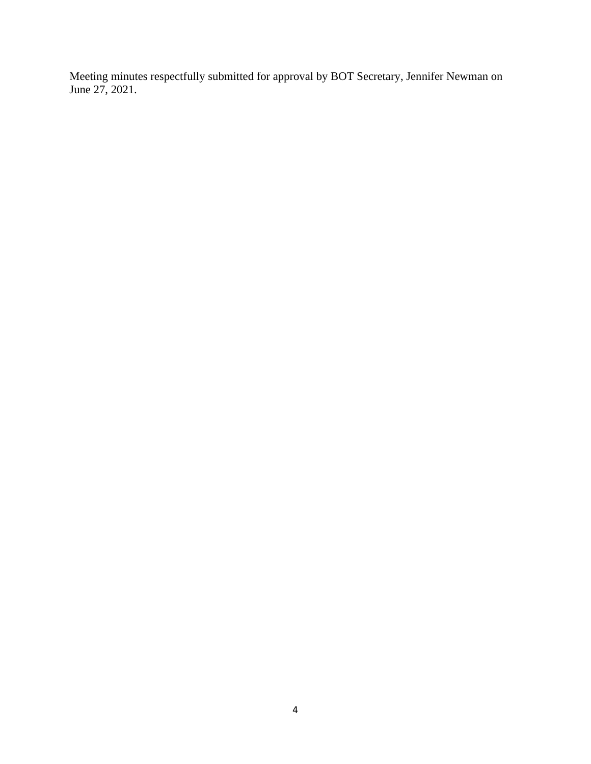Meeting minutes respectfully submitted for approval by BOT Secretary, Jennifer Newman on June 27, 2021.